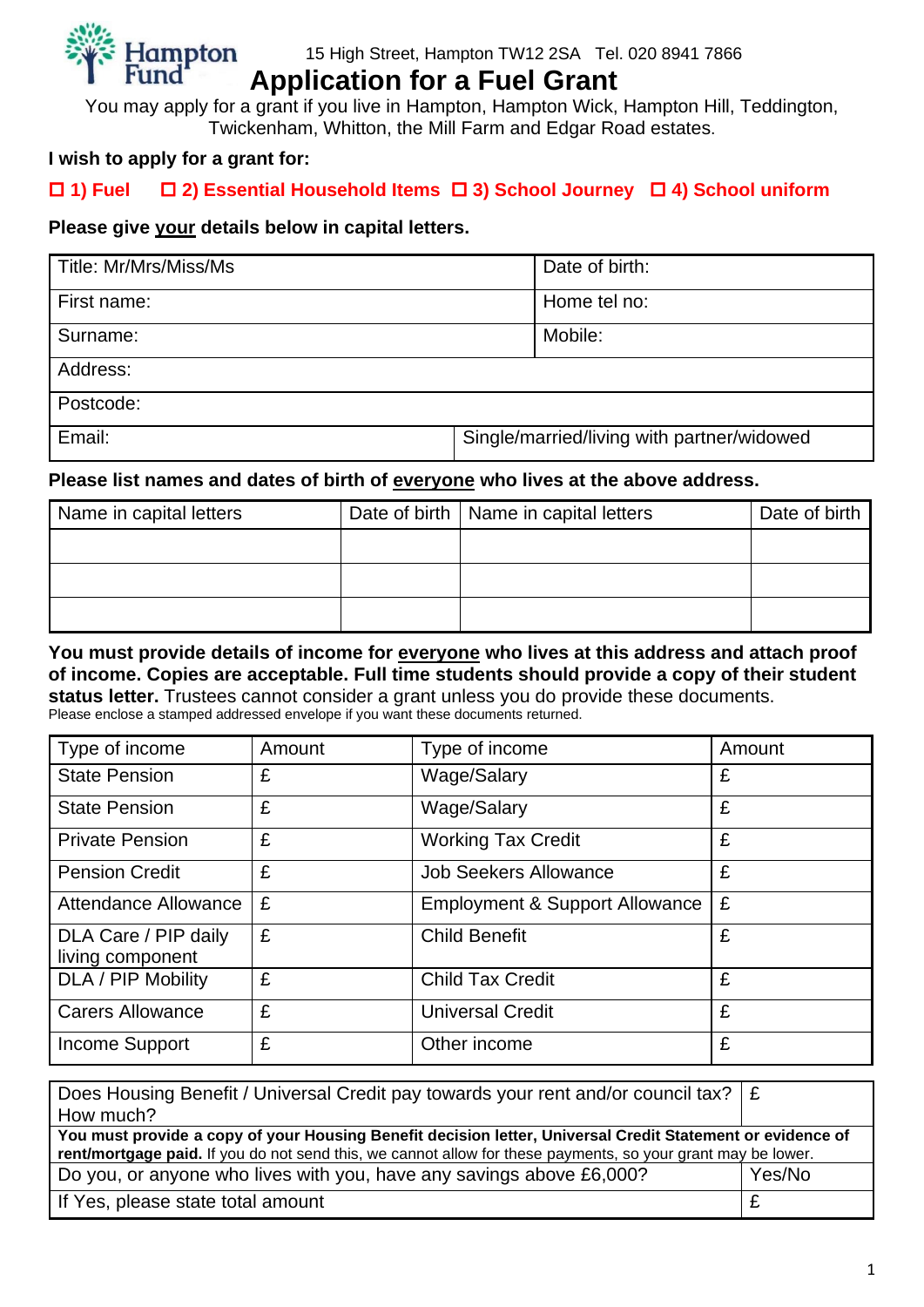Hampton Fund

15 High Street, Hampton TW12 2SA Tel. 020 8941 7866

# Application for a Fuel Grant

You may apply for a grant if you live in Hampton, Hampton Wick, Hampton Hill, Teddington, Twickenham, Whitton, the Mill Farm and Edgar Road estates.

**I wish to apply for a grant for:**

**☐ 1) Fuel ☐ 2) Essential Household Items ☐ 3) School Journey ☐ 4) School uniform**

**Please give your details below in capital letters.**

| | |
|---|---|
| Title: Mr/Mrs/Miss/Ms | Date of birth: |
| First name: | Home tel no: |
| Surname: | Mobile: |
| Address: | |
| Postcode: | |
| Email: | Single/married/living with partner/widowed |

**Please list names and dates of birth of everyone who lives at the above address.**

| Name in capital letters | Date of birth | Name in capital letters | Date of birth |
|---|---|---|---|
| | | | |
| | | | |
| | | | |

**You must provide details of income for everyone who lives at this address and attach proof of income. Copies are acceptable. Full time students should provide a copy of their student status letter.** Trustees cannot consider a grant unless you do provide these documents.
Please enclose a stamped addressed envelope if you want these documents returned.

| Type of income | Amount | Type of income | Amount |
|---|---|---|---|
| State Pension | £ | Wage/Salary | £ |
| State Pension | £ | Wage/Salary | £ |
| Private Pension | £ | Working Tax Credit | £ |
| Pension Credit | £ | Job Seekers Allowance | £ |
| Attendance Allowance | £ | Employment & Support Allowance | £ |
| DLA Care / PIP daily living component | £ | Child Benefit | £ |
| DLA / PIP Mobility | £ | Child Tax Credit | £ |
| Carers Allowance | £ | Universal Credit | £ |
| Income Support | £ | Other income | £ |

| | |
|---|---|
| Does Housing Benefit / Universal Credit pay towards your rent and/or council tax? How much? | £ |
| **You must provide a copy of your Housing Benefit decision letter, Universal Credit Statement or evidence of rent/mortgage paid.** If you do not send this, we cannot allow for these payments, so your grant may be lower. | |
| Do you, or anyone who lives with you, have any savings above £6,000? | Yes/No |
| If Yes, please state total amount | £ |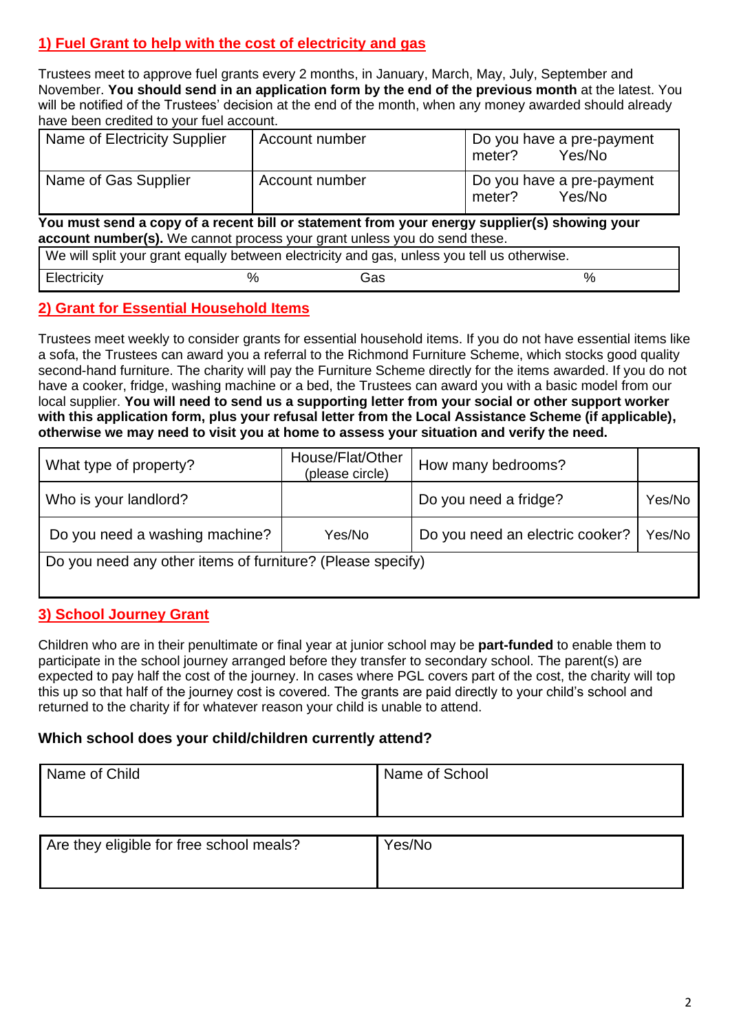## 1) Fuel Grant to help with the cost of electricity and gas

Trustees meet to approve fuel grants every 2 months, in January, March, May, July, September and November. **You should send in an application form by the end of the previous month** at the latest. You will be notified of the Trustees' decision at the end of the month, when any money awarded should already have been credited to your fuel account.

| Name of Electricity Supplier | Account number | Do you have a pre-payment meter? Yes/No |
|---|---|---|
| Name of Gas Supplier | Account number | Do you have a pre-payment meter? Yes/No |

**You must send a copy of a recent bill or statement from your energy supplier(s) showing your account number(s).** We cannot process your grant unless you do send these.

| We will split your grant equally between electricity and gas, unless you tell us otherwise. | | | |
|---|---|---|---|
| Electricity | % | Gas | % |

## 2) Grant for Essential Household Items

Trustees meet weekly to consider grants for essential household items. If you do not have essential items like a sofa, the Trustees can award you a referral to the Richmond Furniture Scheme, which stocks good quality second-hand furniture. The charity will pay the Furniture Scheme directly for the items awarded. If you do not have a cooker, fridge, washing machine or a bed, the Trustees can award you with a basic model from our local supplier. **You will need to send us a supporting letter from your social or other support worker with this application form, plus your refusal letter from the Local Assistance Scheme (if applicable), otherwise we may need to visit you at home to assess your situation and verify the need.**

| What type of property? | House/Flat/Other (please circle) | How many bedrooms? | |
|---|---|---|---|
| Who is your landlord? | | Do you need a fridge? | Yes/No |
| Do you need a washing machine? | Yes/No | Do you need an electric cooker? | Yes/No |
| Do you need any other items of furniture? (Please specify) | | | |

## 3) School Journey Grant

Children who are in their penultimate or final year at junior school may be **part-funded** to enable them to participate in the school journey arranged before they transfer to secondary school. The parent(s) are expected to pay half the cost of the journey. In cases where PGL covers part of the cost, the charity will top this up so that half of the journey cost is covered. The grants are paid directly to your child's school and returned to the charity if for whatever reason your child is unable to attend.

**Which school does your child/children currently attend?**

| Name of Child | Name of School |
|---|---|
| | |

| Are they eligible for free school meals? | Yes/No |
|---|---|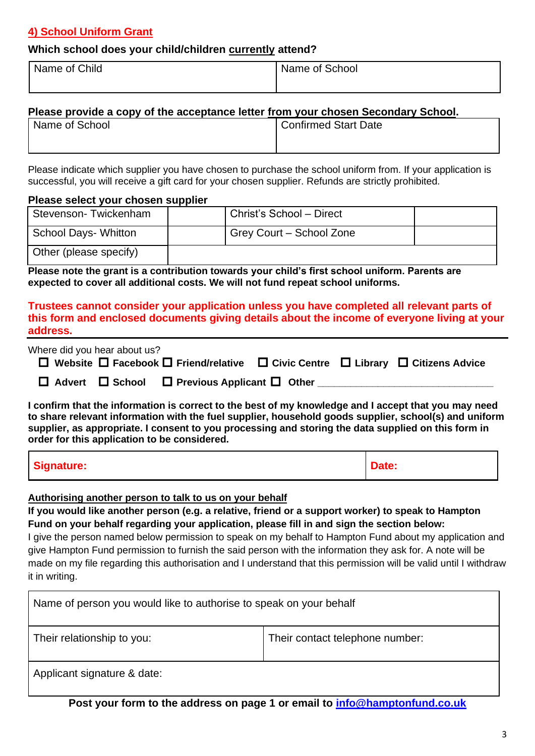## 4) School Uniform Grant

**Which school does your child/children currently attend?**

| | |
|---|---|
| Name of Child | Name of School |

**Please provide a copy of the acceptance letter from your chosen Secondary School.**

| | |
|---|---|
| Name of School | Confirmed Start Date |

Please indicate which supplier you have chosen to purchase the school uniform from. If your application is successful, you will receive a gift card for your chosen supplier. Refunds are strictly prohibited.

**Please select your chosen supplier**

| | | | |
|---|---|---|---|
| Stevenson- Twickenham | | Christ's School – Direct | |
| School Days- Whitton | | Grey Court – School Zone | |
| Other (please specify) | | | |

**Please note the grant is a contribution towards your child's first school uniform. Parents are expected to cover all additional costs. We will not fund repeat school uniforms.**

**Trustees cannot consider your application unless you have completed all relevant parts of this form and enclosed documents giving details about the income of everyone living at your address.**

Where did you hear about us?

☐ **Website** ☐ **Facebook** ☐ **Friend/relative** ☐ **Civic Centre** ☐ **Library** ☐ **Citizens Advice**

☐ **Advert** ☐ **School** ☐ **Previous Applicant** ☐ **Other** ________________________________

**I confirm that the information is correct to the best of my knowledge and I accept that you may need to share relevant information with the fuel supplier, household goods supplier, school(s) and uniform supplier, as appropriate. I consent to you processing and storing the data supplied on this form in order for this application to be considered.**

| | |
|---|---|
| **Signature:** | **Date:** |

**Authorising another person to talk to us on your behalf**

**If you would like another person (e.g. a relative, friend or a support worker) to speak to Hampton Fund on your behalf regarding your application, please fill in and sign the section below:**

I give the person named below permission to speak on my behalf to Hampton Fund about my application and give Hampton Fund permission to furnish the said person with the information they ask for. A note will be made on my file regarding this authorisation and I understand that this permission will be valid until I withdraw it in writing.

| | |
|---|---|
| Name of person you would like to authorise to speak on your behalf | |
| Their relationship to you: | Their contact telephone number: |
| Applicant signature & date: | |

**Post your form to the address on page 1 or email to info@hamptonfund.co.uk**